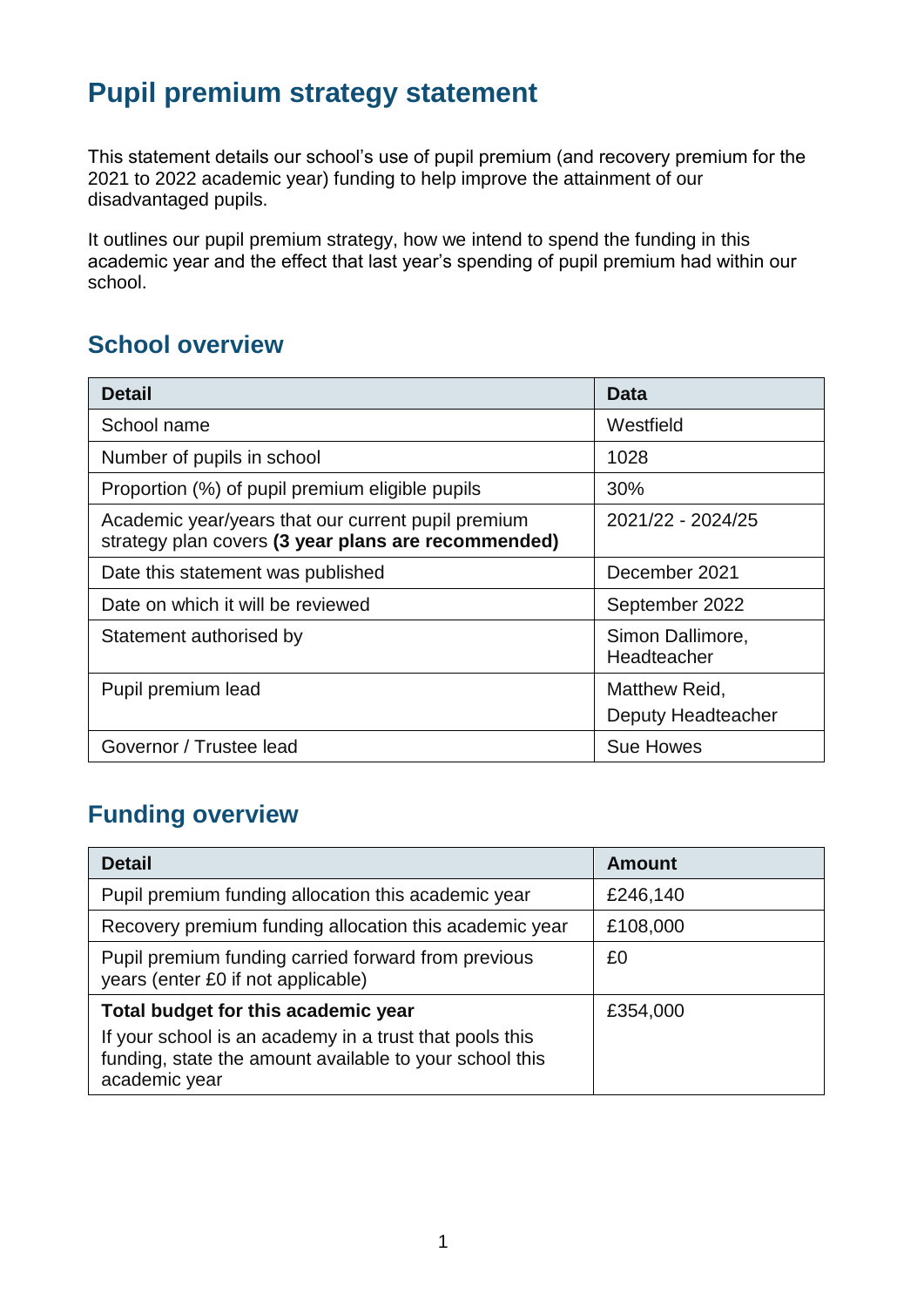# Pupil premium strategy statement

This statement details our school's use of pupil premium (and recovery premium for the 2021 to 2022 academic year) funding to help improve the attainment of our disadvantaged pupils.

It outlines our pupil premium strategy, how we intend to spend the funding in this academic year and the effect that last year's spending of pupil premium had within our school.

## School overview

| Detail | Data |
|---|---|
| School name | Westfield |
| Number of pupils in school | 1028 |
| Proportion (%) of pupil premium eligible pupils | 30% |
| Academic year/years that our current pupil premium strategy plan covers **(3 year plans are recommended)** | 2021/22 - 2024/25 |
| Date this statement was published | December 2021 |
| Date on which it will be reviewed | September 2022 |
| Statement authorised by | Simon Dallimore, Headteacher |
| Pupil premium lead | Matthew Reid, Deputy Headteacher |
| Governor / Trustee lead | Sue Howes |

## Funding overview

| Detail | Amount |
|---|---|
| Pupil premium funding allocation this academic year | £246,140 |
| Recovery premium funding allocation this academic year | £108,000 |
| Pupil premium funding carried forward from previous years (enter £0 if not applicable) | £0 |
| **Total budget for this academic year** If your school is an academy in a trust that pools this funding, state the amount available to your school this academic year | £354,000 |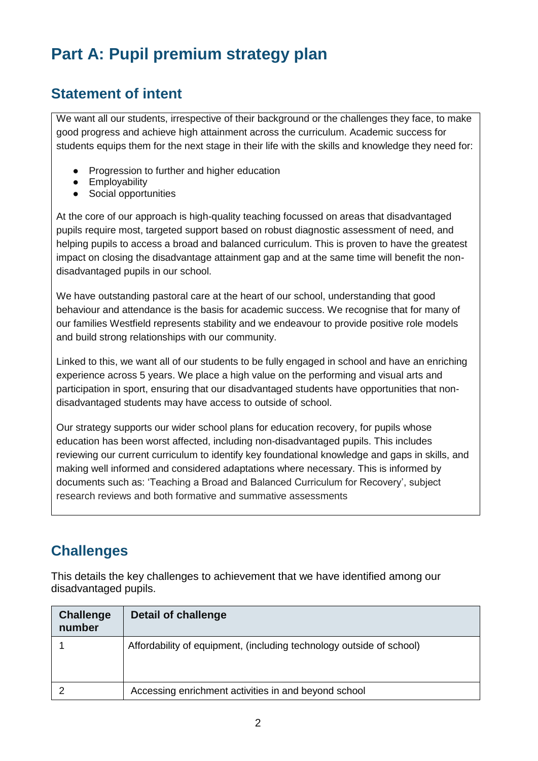# Part A: Pupil premium strategy plan

## Statement of intent

We want all our students, irrespective of their background or the challenges they face, to make good progress and achieve high attainment across the curriculum. Academic success for students equips them for the next stage in their life with the skills and knowledge they need for:

- Progression to further and higher education
- Employability
- Social opportunities

At the core of our approach is high-quality teaching focussed on areas that disadvantaged pupils require most, targeted support based on robust diagnostic assessment of need, and helping pupils to access a broad and balanced curriculum. This is proven to have the greatest impact on closing the disadvantage attainment gap and at the same time will benefit the non-disadvantaged pupils in our school.

We have outstanding pastoral care at the heart of our school, understanding that good behaviour and attendance is the basis for academic success. We recognise that for many of our families Westfield represents stability and we endeavour to provide positive role models and build strong relationships with our community.

Linked to this, we want all of our students to be fully engaged in school and have an enriching experience across 5 years. We place a high value on the performing and visual arts and participation in sport, ensuring that our disadvantaged students have opportunities that non-disadvantaged students may have access to outside of school.

Our strategy supports our wider school plans for education recovery, for pupils whose education has been worst affected, including non-disadvantaged pupils. This includes reviewing our current curriculum to identify key foundational knowledge and gaps in skills, and making well informed and considered adaptations where necessary. This is informed by documents such as: 'Teaching a Broad and Balanced Curriculum for Recovery', subject research reviews and both formative and summative assessments

## Challenges

This details the key challenges to achievement that we have identified among our disadvantaged pupils.

| Challenge number | Detail of challenge |
|---|---|
| 1 | Affordability of equipment, (including technology outside of school) |
| 2 | Accessing enrichment activities in and beyond school |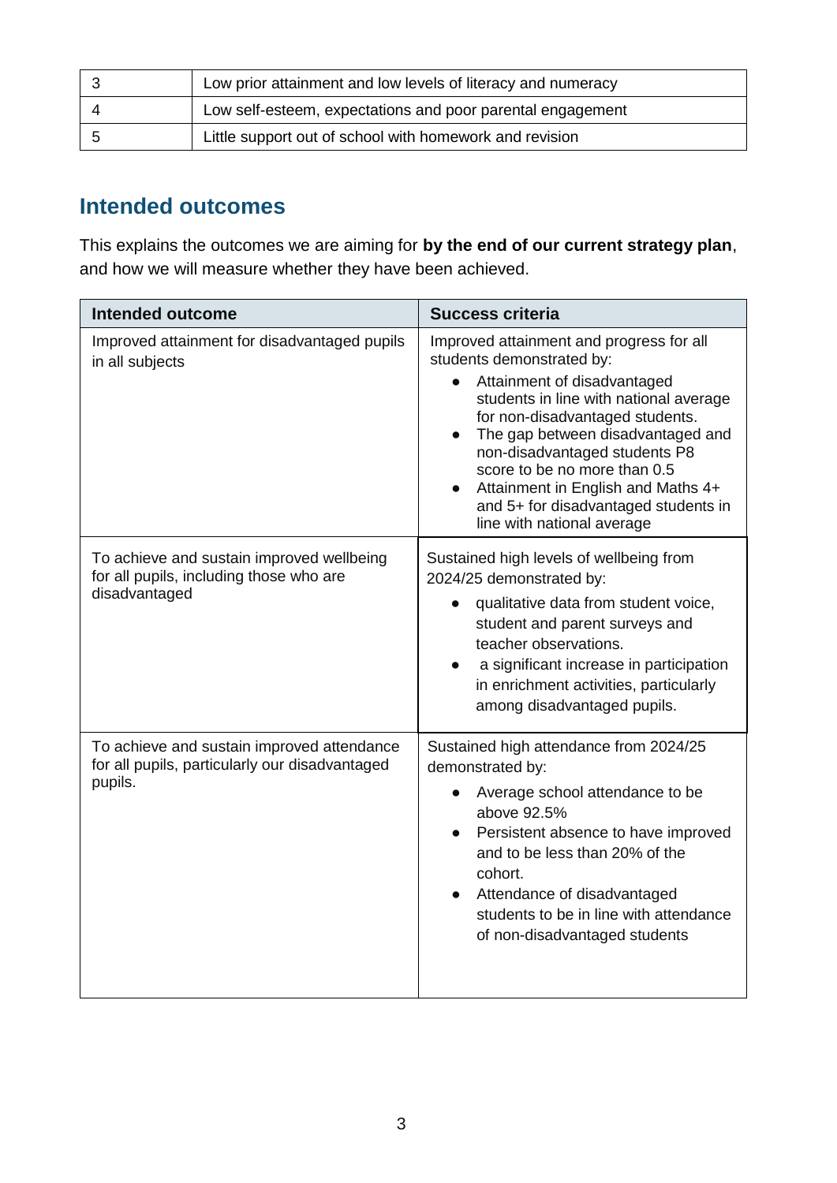| 3 | Low prior attainment and low levels of literacy and numeracy |
|---|---|
| 4 | Low self-esteem, expectations and poor parental engagement |
| 5 | Little support out of school with homework and revision |

## Intended outcomes

This explains the outcomes we are aiming for **by the end of our current strategy plan**, and how we will measure whether they have been achieved.

| Intended outcome | Success criteria |
|---|---|
| Improved attainment for disadvantaged pupils in all subjects | Improved attainment and progress for all students demonstrated by:<br>• Attainment of disadvantaged students in line with national average for non-disadvantaged students.<br>• The gap between disadvantaged and non-disadvantaged students P8 score to be no more than 0.5<br>• Attainment in English and Maths 4+ and 5+ for disadvantaged students in line with national average |
| To achieve and sustain improved wellbeing for all pupils, including those who are disadvantaged | Sustained high levels of wellbeing from 2024/25 demonstrated by:<br>• qualitative data from student voice, student and parent surveys and teacher observations.<br>• a significant increase in participation in enrichment activities, particularly among disadvantaged pupils. |
| To achieve and sustain improved attendance for all pupils, particularly our disadvantaged pupils. | Sustained high attendance from 2024/25 demonstrated by:<br>• Average school attendance to be above 92.5%<br>• Persistent absence to have improved and to be less than 20% of the cohort.<br>• Attendance of disadvantaged students to be in line with attendance of non-disadvantaged students |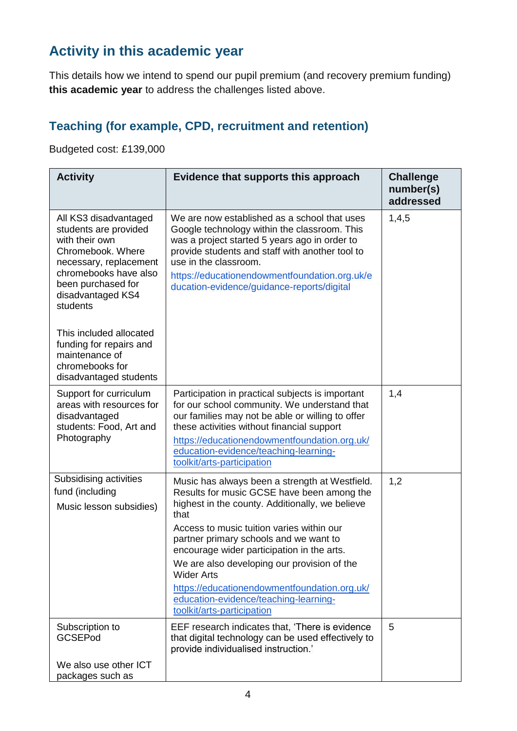## Activity in this academic year

This details how we intend to spend our pupil premium (and recovery premium funding) **this academic year** to address the challenges listed above.

### Teaching (for example, CPD, recruitment and retention)

Budgeted cost: £139,000

| Activity | Evidence that supports this approach | Challenge number(s) addressed |
|---|---|---|
| All KS3 disadvantaged students are provided with their own Chromebook. Where necessary, replacement chromebooks have also been purchased for disadvantaged KS4 students<br><br>This included allocated funding for repairs and maintenance of chromebooks for disadvantaged students | We are now established as a school that uses Google technology within the classroom. This was a project started 5 years ago in order to provide students and staff with another tool to use in the classroom.<br>https://educationendowmentfoundation.org.uk/education-evidence/guidance-reports/digital | 1,4,5 |
| Support for curriculum areas with resources for disadvantaged students: Food, Art and Photography | Participation in practical subjects is important for our school community. We understand that our families may not be able or willing to offer these activities without financial support<br>https://educationendowmentfoundation.org.uk/education-evidence/teaching-learning-toolkit/arts-participation | 1,4 |
| Subsidising activities fund (including<br>Music lesson subsidies) | Music has always been a strength at Westfield. Results for music GCSE have been among the highest in the county. Additionally, we believe that<br>Access to music tuition varies within our partner primary schools and we want to encourage wider participation in the arts.<br>We are also developing our provision of the Wider Arts<br>https://educationendowmentfoundation.org.uk/education-evidence/teaching-learning-toolkit/arts-participation | 1,2 |
| Subscription to GCSEPod<br><br>We also use other ICT packages such as | EEF research indicates that, 'There is evidence that digital technology can be used effectively to provide individualised instruction.' | 5 |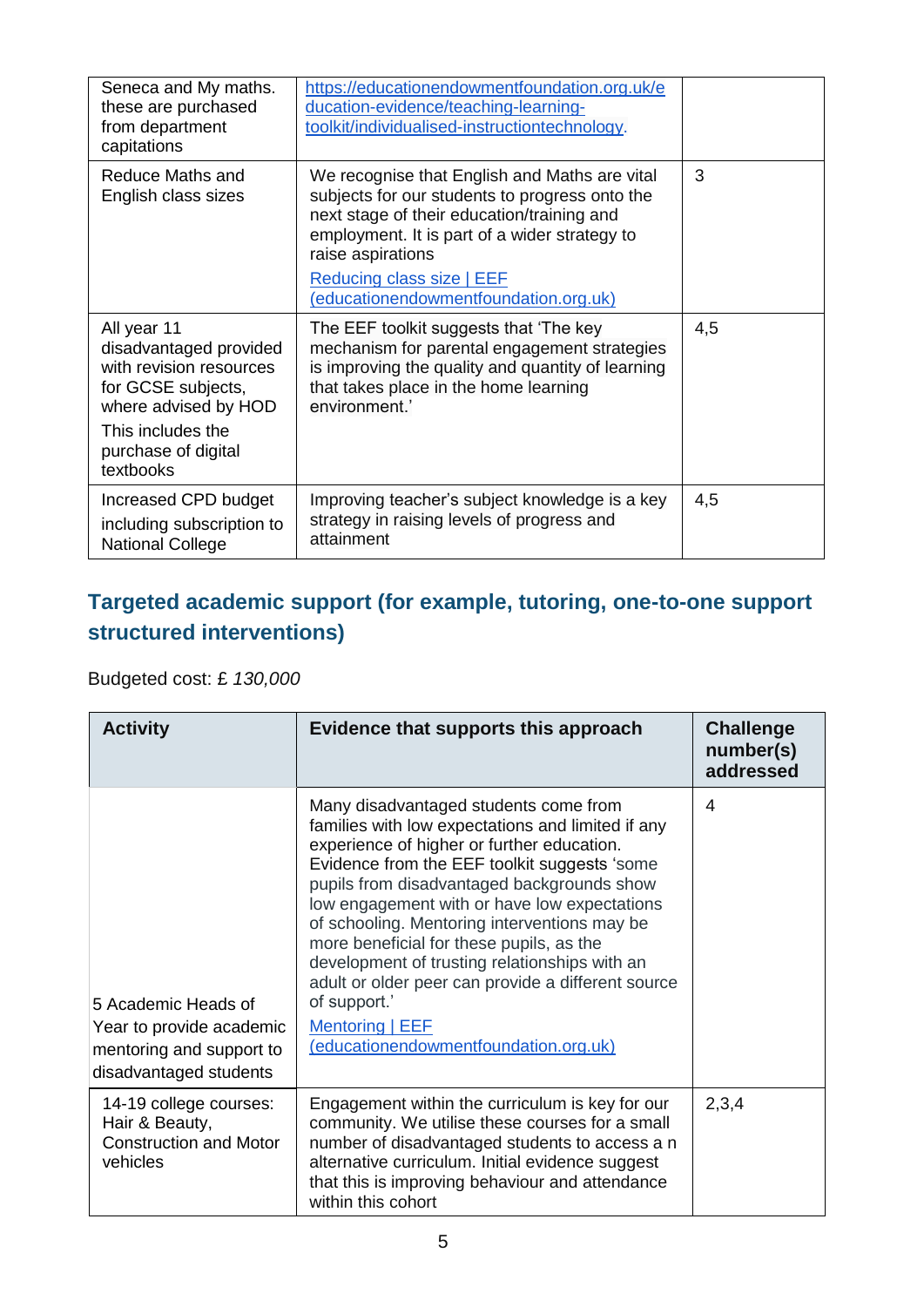| | | |
|---|---|---|
| Seneca and My maths. these are purchased from department capitations | https://educationendowmentfoundation.org.uk/education-evidence/teaching-learning-toolkit/individualised-instructiontechnology. | |
| Reduce Maths and English class sizes | We recognise that English and Maths are vital subjects for our students to progress onto the next stage of their education/training and employment. It is part of a wider strategy to raise aspirations<br>Reducing class size \| EEF (educationendowmentfoundation.org.uk) | 3 |
| All year 11 disadvantaged provided with revision resources for GCSE subjects, where advised by HOD<br>This includes the purchase of digital textbooks | The EEF toolkit suggests that 'The key mechanism for parental engagement strategies is improving the quality and quantity of learning that takes place in the home learning environment.' | 4,5 |
| Increased CPD budget including subscription to National College | Improving teacher's subject knowledge is a key strategy in raising levels of progress and attainment | 4,5 |

## Targeted academic support (for example, tutoring, one-to-one support structured interventions)

Budgeted cost: £ *130,000*

| Activity | Evidence that supports this approach | Challenge number(s) addressed |
|---|---|---|
| 5 Academic Heads of Year to provide academic mentoring and support to disadvantaged students | Many disadvantaged students come from families with low expectations and limited if any experience of higher or further education. Evidence from the EEF toolkit suggests 'some pupils from disadvantaged backgrounds show low engagement with or have low expectations of schooling. Mentoring interventions may be more beneficial for these pupils, as the development of trusting relationships with an adult or older peer can provide a different source of support.'<br>Mentoring \| EEF (educationendowmentfoundation.org.uk) | 4 |
| 14-19 college courses: Hair & Beauty, Construction and Motor vehicles | Engagement within the curriculum is key for our community. We utilise these courses for a small number of disadvantaged students to access a n alternative curriculum. Initial evidence suggest that this is improving behaviour and attendance within this cohort | 2,3,4 |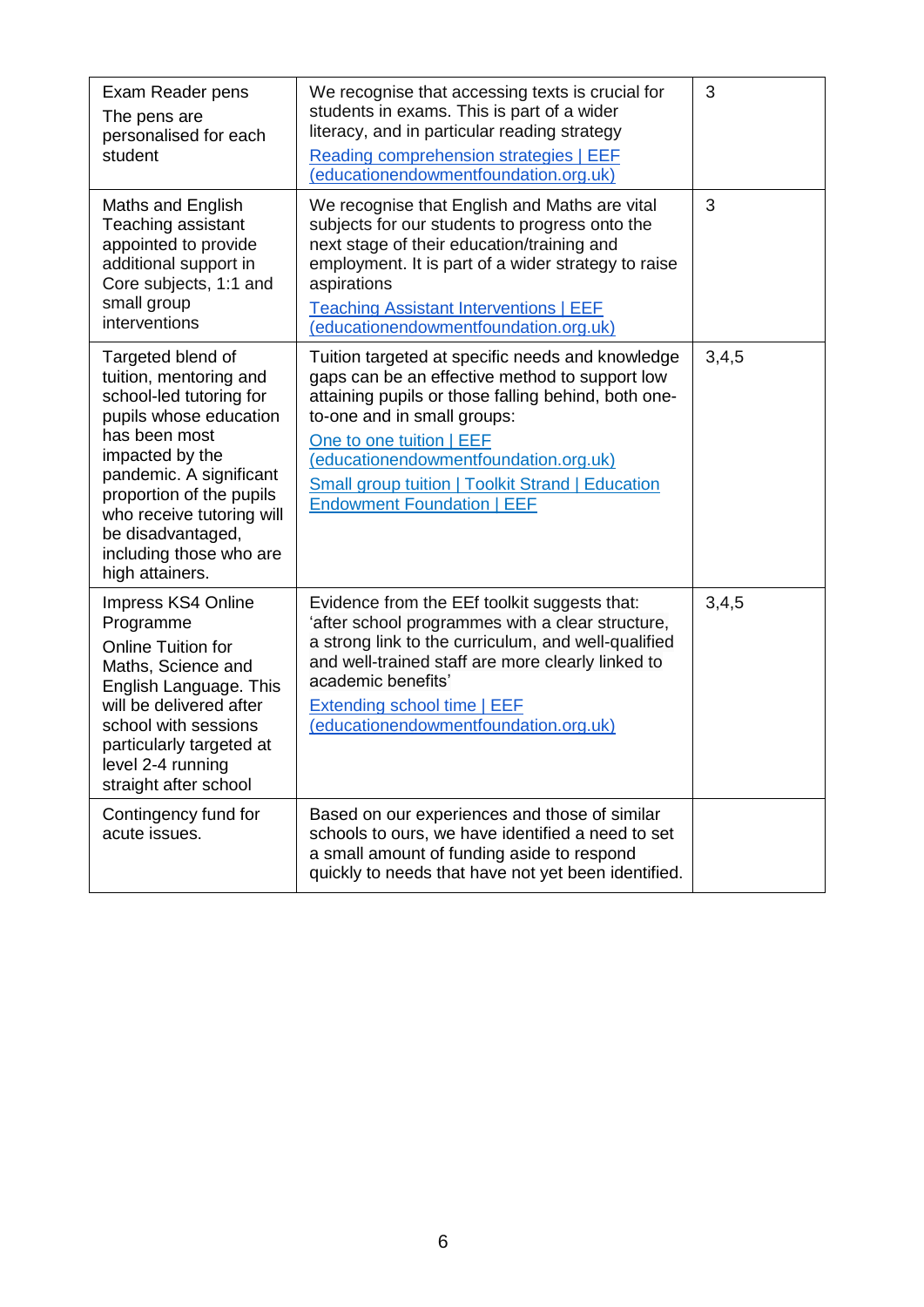| | | |
|---|---|---|
| Exam Reader pens<br>The pens are personalised for each student | We recognise that accessing texts is crucial for students in exams. This is part of a wider literacy, and in particular reading strategy<br>Reading comprehension strategies \| EEF (educationendowmentfoundation.org.uk) | 3 |
| Maths and English Teaching assistant appointed to provide additional support in Core subjects, 1:1 and small group interventions | We recognise that English and Maths are vital subjects for our students to progress onto the next stage of their education/training and employment. It is part of a wider strategy to raise aspirations<br>Teaching Assistant Interventions \| EEF (educationendowmentfoundation.org.uk) | 3 |
| Targeted blend of tuition, mentoring and school-led tutoring for pupils whose education has been most impacted by the pandemic. A significant proportion of the pupils who receive tutoring will be disadvantaged, including those who are high attainers. | Tuition targeted at specific needs and knowledge gaps can be an effective method to support low attaining pupils or those falling behind, both one-to-one and in small groups:<br>One to one tuition \| EEF (educationendowmentfoundation.org.uk)<br>Small group tuition \| Toolkit Strand \| Education Endowment Foundation \| EEF | 3,4,5 |
| Impress KS4 Online Programme<br>Online Tuition for Maths, Science and English Language. This will be delivered after school with sessions particularly targeted at level 2-4 running straight after school | Evidence from the EEf toolkit suggests that: 'after school programmes with a clear structure, a strong link to the curriculum, and well-qualified and well-trained staff are more clearly linked to academic benefits'<br>Extending school time \| EEF (educationendowmentfoundation.org.uk) | 3,4,5 |
| Contingency fund for acute issues. | Based on our experiences and those of similar schools to ours, we have identified a need to set a small amount of funding aside to respond quickly to needs that have not yet been identified. | |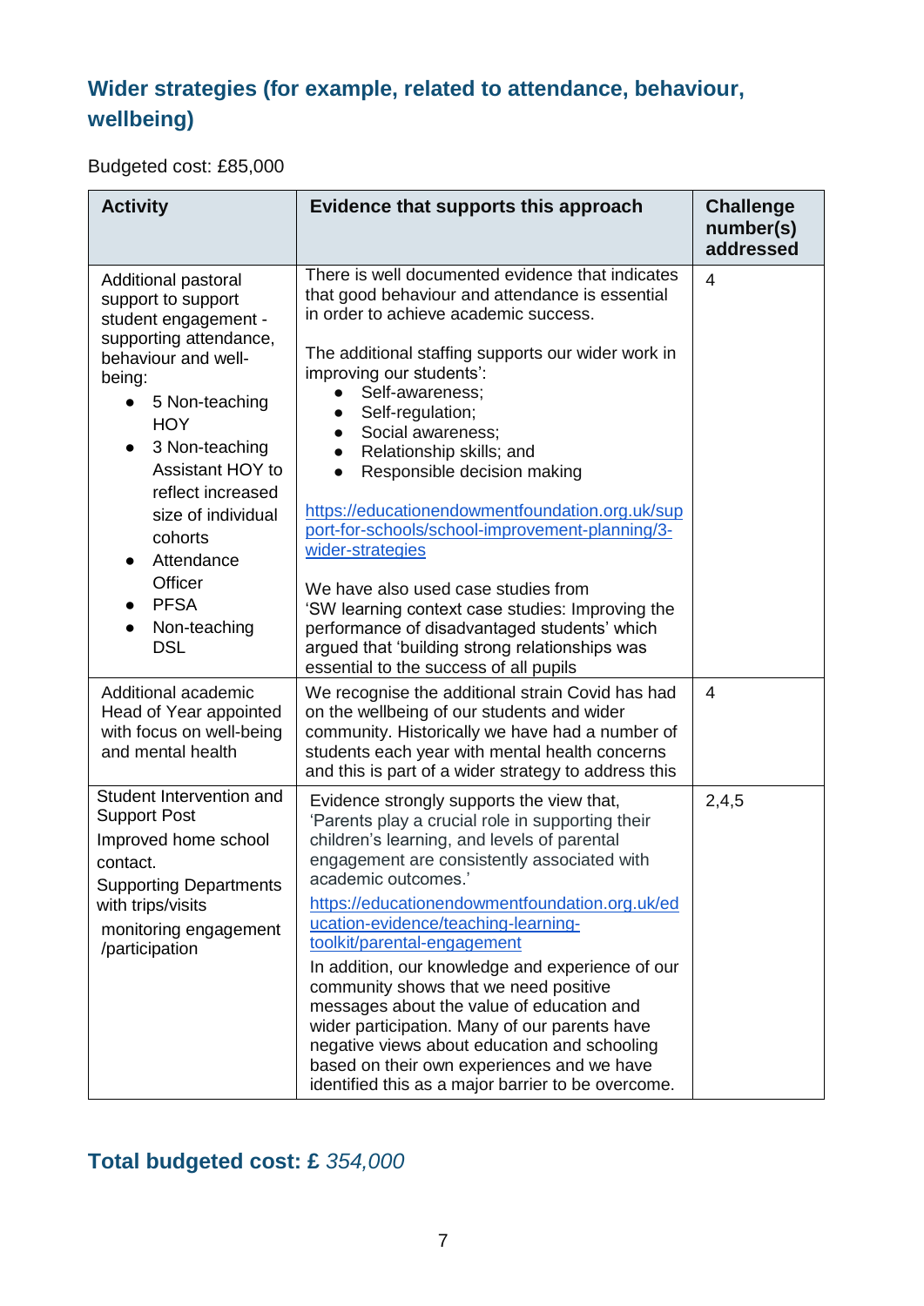## Wider strategies (for example, related to attendance, behaviour, wellbeing)

Budgeted cost: £85,000

| Activity | Evidence that supports this approach | Challenge number(s) addressed |
|---|---|---|
| Additional pastoral support to support student engagement - supporting attendance, behaviour and well-being:<br>• 5 Non-teaching HOY<br>• 3 Non-teaching Assistant HOY to reflect increased size of individual cohorts<br>• Attendance Officer<br>• PFSA<br>• Non-teaching DSL | There is well documented evidence that indicates that good behaviour and attendance is essential in order to achieve academic success.<br><br>The additional staffing supports our wider work in improving our students':<br>• Self-awareness;<br>• Self-regulation;<br>• Social awareness;<br>• Relationship skills; and<br>• Responsible decision making<br><br>https://educationendowmentfoundation.org.uk/support-for-schools/school-improvement-planning/3-wider-strategies<br><br>We have also used case studies from 'SW learning context case studies: Improving the performance of disadvantaged students' which argued that 'building strong relationships was essential to the success of all pupils | 4 |
| Additional academic Head of Year appointed with focus on well-being and mental health | We recognise the additional strain Covid has had on the wellbeing of our students and wider community. Historically we have had a number of students each year with mental health concerns and this is part of a wider strategy to address this | 4 |
| Student Intervention and Support Post<br>Improved home school contact.<br>Supporting Departments with trips/visits<br>monitoring engagement /participation | Evidence strongly supports the view that, 'Parents play a crucial role in supporting their children's learning, and levels of parental engagement are consistently associated with academic outcomes.'<br>https://educationendowmentfoundation.org.uk/education-evidence/teaching-learning-toolkit/parental-engagement<br>In addition, our knowledge and experience of our community shows that we need positive messages about the value of education and wider participation. Many of our parents have negative views about education and schooling based on their own experiences and we have identified this as a major barrier to be overcome. | 2,4,5 |

## Total budgeted cost: £ *354,000*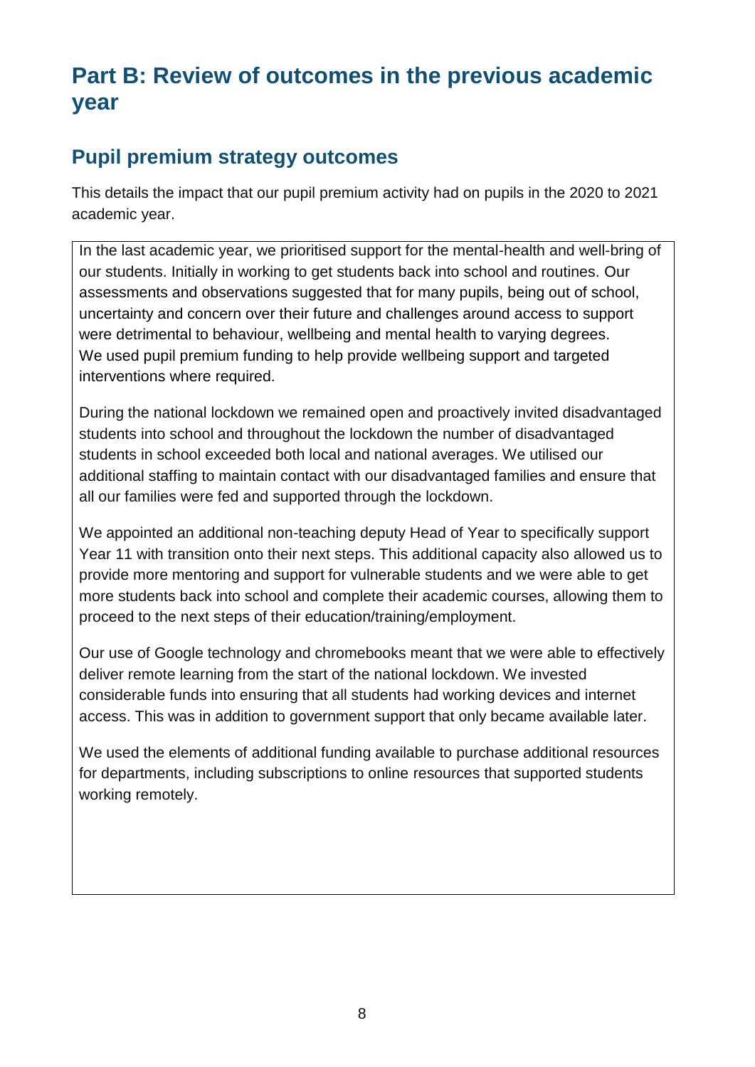# Part B: Review of outcomes in the previous academic year

## Pupil premium strategy outcomes

This details the impact that our pupil premium activity had on pupils in the 2020 to 2021 academic year.

In the last academic year, we prioritised support for the mental-health and well-bring of our students. Initially in working to get students back into school and routines. Our assessments and observations suggested that for many pupils, being out of school, uncertainty and concern over their future and challenges around access to support were detrimental to behaviour, wellbeing and mental health to varying degrees. We used pupil premium funding to help provide wellbeing support and targeted interventions where required.

During the national lockdown we remained open and proactively invited disadvantaged students into school and throughout the lockdown the number of disadvantaged students in school exceeded both local and national averages. We utilised our additional staffing to maintain contact with our disadvantaged families and ensure that all our families were fed and supported through the lockdown.

We appointed an additional non-teaching deputy Head of Year to specifically support Year 11 with transition onto their next steps. This additional capacity also allowed us to provide more mentoring and support for vulnerable students and we were able to get more students back into school and complete their academic courses, allowing them to proceed to the next steps of their education/training/employment.

Our use of Google technology and chromebooks meant that we were able to effectively deliver remote learning from the start of the national lockdown. We invested considerable funds into ensuring that all students had working devices and internet access. This was in addition to government support that only became available later.

We used the elements of additional funding available to purchase additional resources for departments, including subscriptions to online resources that supported students working remotely.